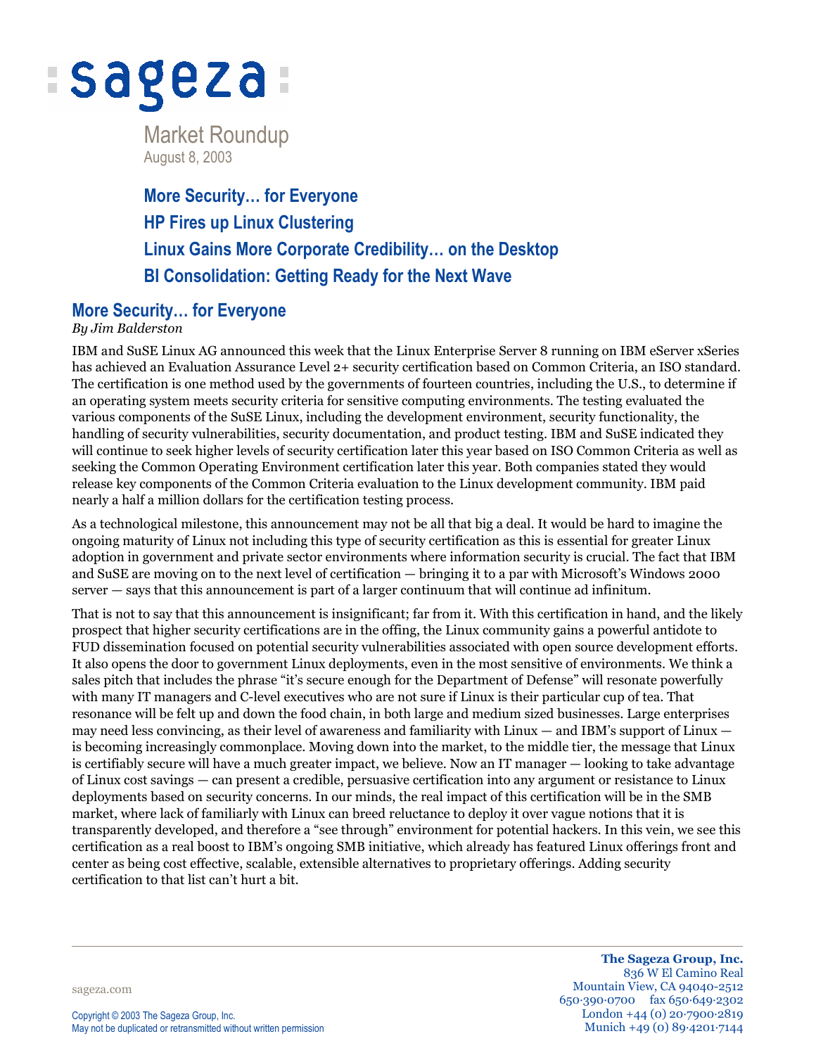# sageza

Market Roundup
August 8, 2003

**More Security… for Everyone**
**HP Fires up Linux Clustering**
**Linux Gains More Corporate Credibility… on the Desktop**
**BI Consolidation: Getting Ready for the Next Wave**

## More Security… for Everyone

*By Jim Balderston*

IBM and SuSE Linux AG announced this week that the Linux Enterprise Server 8 running on IBM eServer xSeries has achieved an Evaluation Assurance Level 2+ security certification based on Common Criteria, an ISO standard. The certification is one method used by the governments of fourteen countries, including the U.S., to determine if an operating system meets security criteria for sensitive computing environments. The testing evaluated the various components of the SuSE Linux, including the development environment, security functionality, the handling of security vulnerabilities, security documentation, and product testing. IBM and SuSE indicated they will continue to seek higher levels of security certification later this year based on ISO Common Criteria as well as seeking the Common Operating Environment certification later this year. Both companies stated they would release key components of the Common Criteria evaluation to the Linux development community. IBM paid nearly a half a million dollars for the certification testing process.

As a technological milestone, this announcement may not be all that big a deal. It would be hard to imagine the ongoing maturity of Linux not including this type of security certification as this is essential for greater Linux adoption in government and private sector environments where information security is crucial. The fact that IBM and SuSE are moving on to the next level of certification — bringing it to a par with Microsoft's Windows 2000 server — says that this announcement is part of a larger continuum that will continue ad infinitum.

That is not to say that this announcement is insignificant; far from it. With this certification in hand, and the likely prospect that higher security certifications are in the offing, the Linux community gains a powerful antidote to FUD dissemination focused on potential security vulnerabilities associated with open source development efforts. It also opens the door to government Linux deployments, even in the most sensitive of environments. We think a sales pitch that includes the phrase "it's secure enough for the Department of Defense" will resonate powerfully with many IT managers and C-level executives who are not sure if Linux is their particular cup of tea. That resonance will be felt up and down the food chain, in both large and medium sized businesses. Large enterprises may need less convincing, as their level of awareness and familiarity with Linux — and IBM's support of Linux — is becoming increasingly commonplace. Moving down into the market, to the middle tier, the message that Linux is certifiably secure will have a much greater impact, we believe. Now an IT manager — looking to take advantage of Linux cost savings — can present a credible, persuasive certification into any argument or resistance to Linux deployments based on security concerns. In our minds, the real impact of this certification will be in the SMB market, where lack of familiarity with Linux can breed reluctance to deploy it over vague notions that it is transparently developed, and therefore a "see through" environment for potential hackers. In this vein, we see this certification as a real boost to IBM's ongoing SMB initiative, which already has featured Linux offerings front and center as being cost effective, scalable, extensible alternatives to proprietary offerings. Adding security certification to that list can't hurt a bit.

sageza.com

Copyright © 2003 The Sageza Group, Inc.
May not be duplicated or retransmitted without written permission

**The Sageza Group, Inc.**
836 W El Camino Real
Mountain View, CA 94040-2512
650·390·0700 fax 650·649·2302
London +44 (0) 20·7900·2819
Munich +49 (0) 89·4201·7144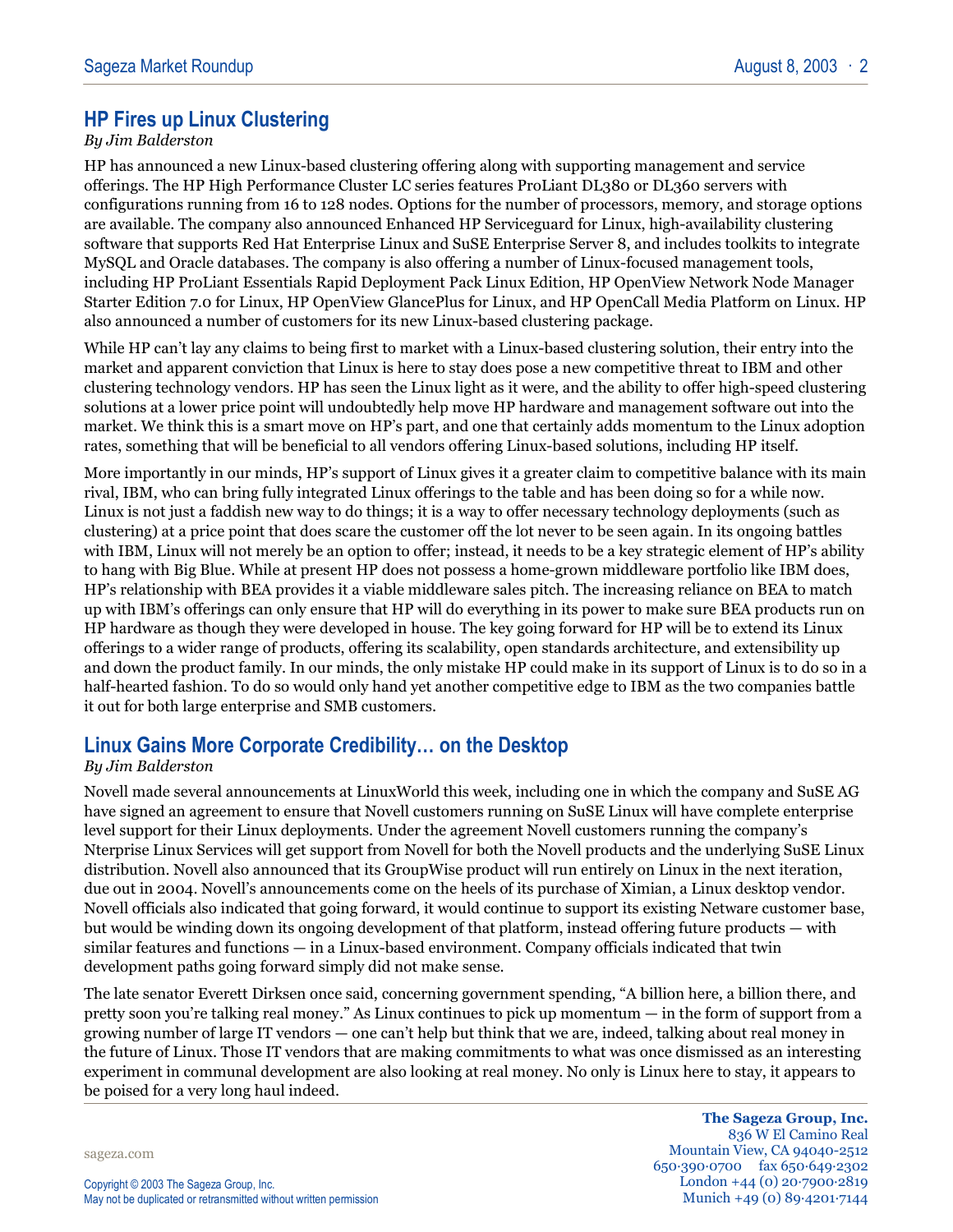## HP Fires up Linux Clustering

*By Jim Balderston*

HP has announced a new Linux-based clustering offering along with supporting management and service offerings. The HP High Performance Cluster LC series features ProLiant DL380 or DL360 servers with configurations running from 16 to 128 nodes. Options for the number of processors, memory, and storage options are available. The company also announced Enhanced HP Serviceguard for Linux, high-availability clustering software that supports Red Hat Enterprise Linux and SuSE Enterprise Server 8, and includes toolkits to integrate MySQL and Oracle databases. The company is also offering a number of Linux-focused management tools, including HP ProLiant Essentials Rapid Deployment Pack Linux Edition, HP OpenView Network Node Manager Starter Edition 7.0 for Linux, HP OpenView GlancePlus for Linux, and HP OpenCall Media Platform on Linux. HP also announced a number of customers for its new Linux-based clustering package.

While HP can't lay any claims to being first to market with a Linux-based clustering solution, their entry into the market and apparent conviction that Linux is here to stay does pose a new competitive threat to IBM and other clustering technology vendors. HP has seen the Linux light as it were, and the ability to offer high-speed clustering solutions at a lower price point will undoubtedly help move HP hardware and management software out into the market. We think this is a smart move on HP's part, and one that certainly adds momentum to the Linux adoption rates, something that will be beneficial to all vendors offering Linux-based solutions, including HP itself.

More importantly in our minds, HP's support of Linux gives it a greater claim to competitive balance with its main rival, IBM, who can bring fully integrated Linux offerings to the table and has been doing so for a while now. Linux is not just a faddish new way to do things; it is a way to offer necessary technology deployments (such as clustering) at a price point that does scare the customer off the lot never to be seen again. In its ongoing battles with IBM, Linux will not merely be an option to offer; instead, it needs to be a key strategic element of HP's ability to hang with Big Blue. While at present HP does not possess a home-grown middleware portfolio like IBM does, HP's relationship with BEA provides it a viable middleware sales pitch. The increasing reliance on BEA to match up with IBM's offerings can only ensure that HP will do everything in its power to make sure BEA products run on HP hardware as though they were developed in house. The key going forward for HP will be to extend its Linux offerings to a wider range of products, offering its scalability, open standards architecture, and extensibility up and down the product family. In our minds, the only mistake HP could make in its support of Linux is to do so in a half-hearted fashion. To do so would only hand yet another competitive edge to IBM as the two companies battle it out for both large enterprise and SMB customers.

## Linux Gains More Corporate Credibility… on the Desktop

*By Jim Balderston*

Novell made several announcements at LinuxWorld this week, including one in which the company and SuSE AG have signed an agreement to ensure that Novell customers running on SuSE Linux will have complete enterprise level support for their Linux deployments. Under the agreement Novell customers running the company's Nterprise Linux Services will get support from Novell for both the Novell products and the underlying SuSE Linux distribution. Novell also announced that its GroupWise product will run entirely on Linux in the next iteration, due out in 2004. Novell's announcements come on the heels of its purchase of Ximian, a Linux desktop vendor. Novell officials also indicated that going forward, it would continue to support its existing Netware customer base, but would be winding down its ongoing development of that platform, instead offering future products — with similar features and functions — in a Linux-based environment. Company officials indicated that twin development paths going forward simply did not make sense.

The late senator Everett Dirksen once said, concerning government spending, "A billion here, a billion there, and pretty soon you're talking real money." As Linux continues to pick up momentum — in the form of support from a growing number of large IT vendors — one can't help but think that we are, indeed, talking about real money in the future of Linux. Those IT vendors that are making commitments to what was once dismissed as an interesting experiment in communal development are also looking at real money. No only is Linux here to stay, it appears to be poised for a very long haul indeed.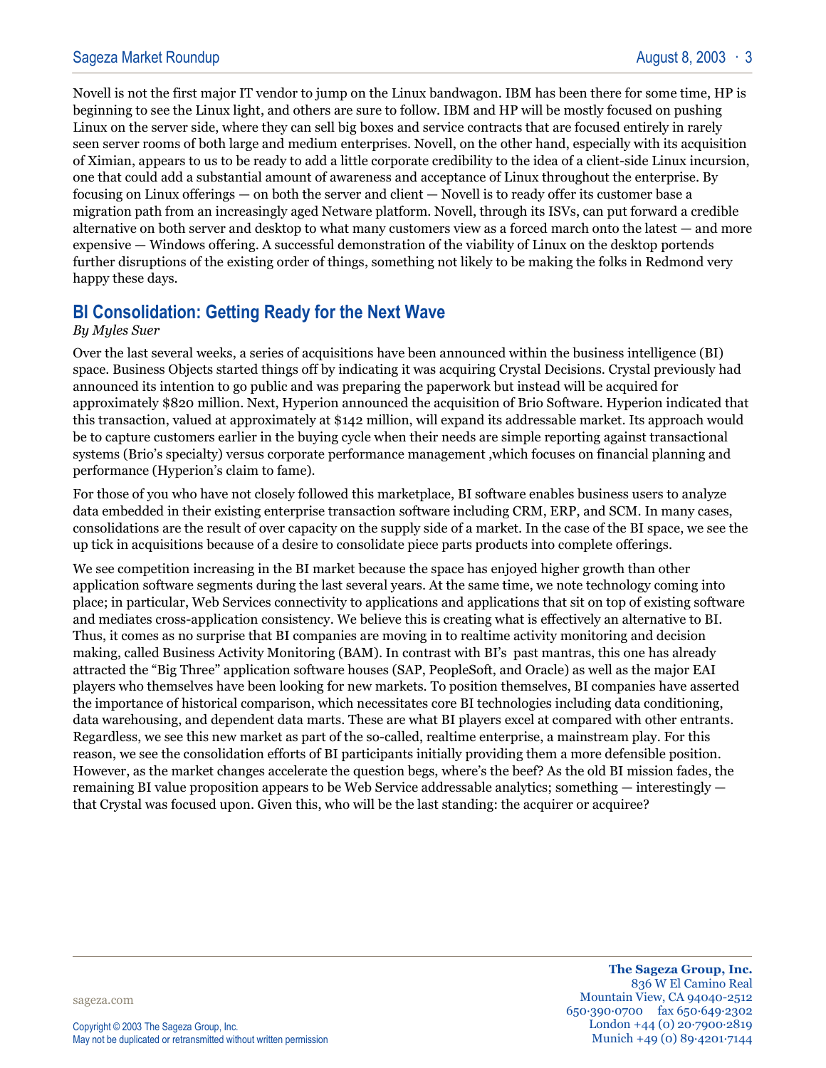Novell is not the first major IT vendor to jump on the Linux bandwagon. IBM has been there for some time, HP is beginning to see the Linux light, and others are sure to follow. IBM and HP will be mostly focused on pushing Linux on the server side, where they can sell big boxes and service contracts that are focused entirely in rarely seen server rooms of both large and medium enterprises. Novell, on the other hand, especially with its acquisition of Ximian, appears to us to be ready to add a little corporate credibility to the idea of a client-side Linux incursion, one that could add a substantial amount of awareness and acceptance of Linux throughout the enterprise. By focusing on Linux offerings — on both the server and client — Novell is to ready offer its customer base a migration path from an increasingly aged Netware platform. Novell, through its ISVs, can put forward a credible alternative on both server and desktop to what many customers view as a forced march onto the latest — and more expensive — Windows offering. A successful demonstration of the viability of Linux on the desktop portends further disruptions of the existing order of things, something not likely to be making the folks in Redmond very happy these days.

## BI Consolidation: Getting Ready for the Next Wave

*By Myles Suer*

Over the last several weeks, a series of acquisitions have been announced within the business intelligence (BI) space. Business Objects started things off by indicating it was acquiring Crystal Decisions. Crystal previously had announced its intention to go public and was preparing the paperwork but instead will be acquired for approximately $820 million. Next, Hyperion announced the acquisition of Brio Software. Hyperion indicated that this transaction, valued at approximately at $142 million, will expand its addressable market. Its approach would be to capture customers earlier in the buying cycle when their needs are simple reporting against transactional systems (Brio's specialty) versus corporate performance management ,which focuses on financial planning and performance (Hyperion's claim to fame).

For those of you who have not closely followed this marketplace, BI software enables business users to analyze data embedded in their existing enterprise transaction software including CRM, ERP, and SCM. In many cases, consolidations are the result of over capacity on the supply side of a market. In the case of the BI space, we see the up tick in acquisitions because of a desire to consolidate piece parts products into complete offerings.

We see competition increasing in the BI market because the space has enjoyed higher growth than other application software segments during the last several years. At the same time, we note technology coming into place; in particular, Web Services connectivity to applications and applications that sit on top of existing software and mediates cross-application consistency. We believe this is creating what is effectively an alternative to BI. Thus, it comes as no surprise that BI companies are moving in to realtime activity monitoring and decision making, called Business Activity Monitoring (BAM). In contrast with BI's past mantras, this one has already attracted the "Big Three" application software houses (SAP, PeopleSoft, and Oracle) as well as the major EAI players who themselves have been looking for new markets. To position themselves, BI companies have asserted the importance of historical comparison, which necessitates core BI technologies including data conditioning, data warehousing, and dependent data marts. These are what BI players excel at compared with other entrants. Regardless, we see this new market as part of the so-called, realtime enterprise, a mainstream play. For this reason, we see the consolidation efforts of BI participants initially providing them a more defensible position. However, as the market changes accelerate the question begs, where's the beef? As the old BI mission fades, the remaining BI value proposition appears to be Web Service addressable analytics; something — interestingly — that Crystal was focused upon. Given this, who will be the last standing: the acquirer or acquiree?

**The Sageza Group, Inc.**
836 W El Camino Real
Mountain View, CA 94040-2512
650·390·0700 fax 650·649·2302
London +44 (0) 20·7900·2819
Munich +49 (0) 89·4201·7144

sageza.com

Copyright © 2003 The Sageza Group, Inc.
May not be duplicated or retransmitted without written permission